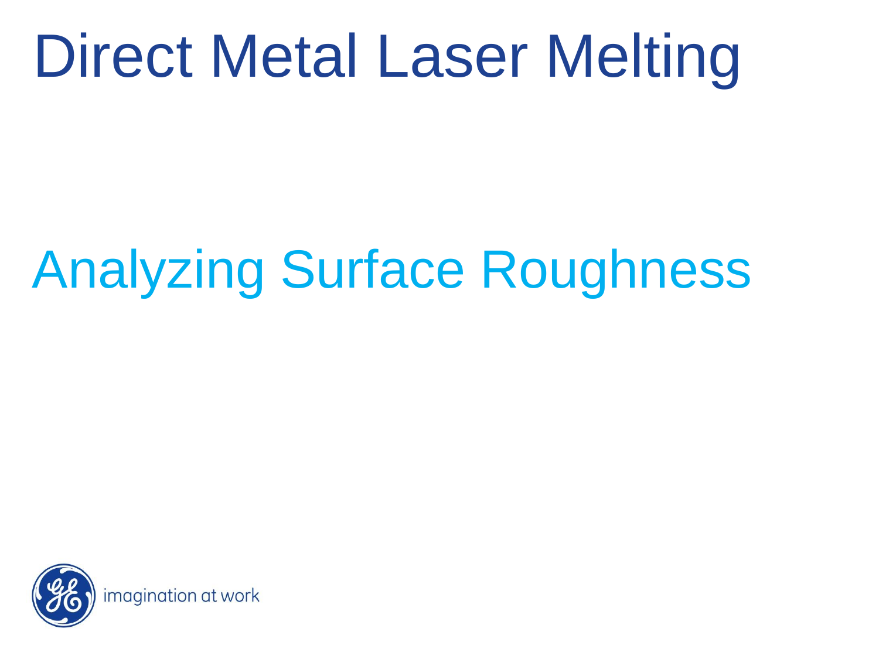# Direct Metal Laser Melting

## Analyzing Surface Roughness

imagination at work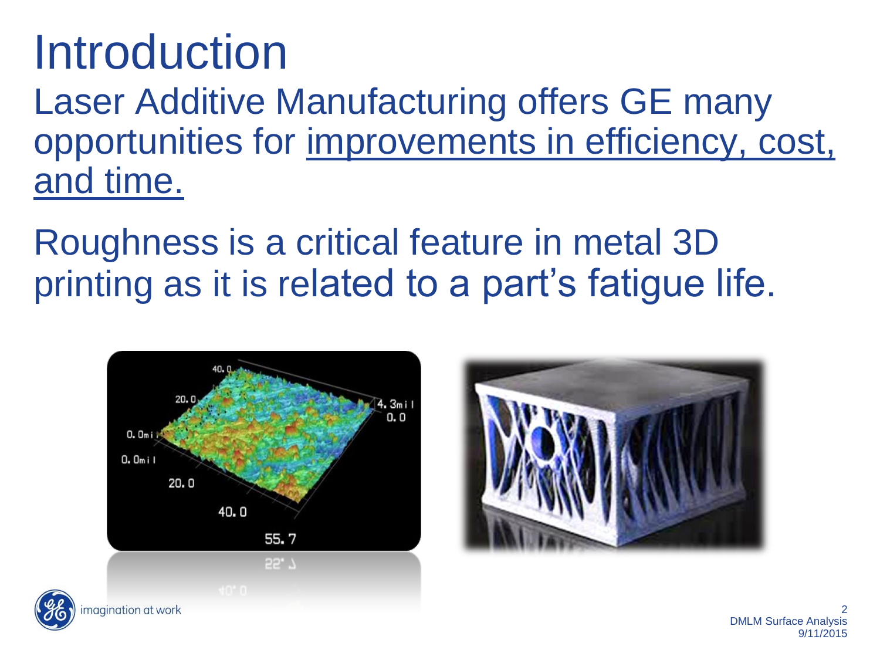# Introduction

Laser Additive Manufacturing offers GE many opportunities for <u>improvements in efficiency, cost, and time.</u>

Roughness is a critical feature in metal 3D printing as it is related to a part's fatigue life.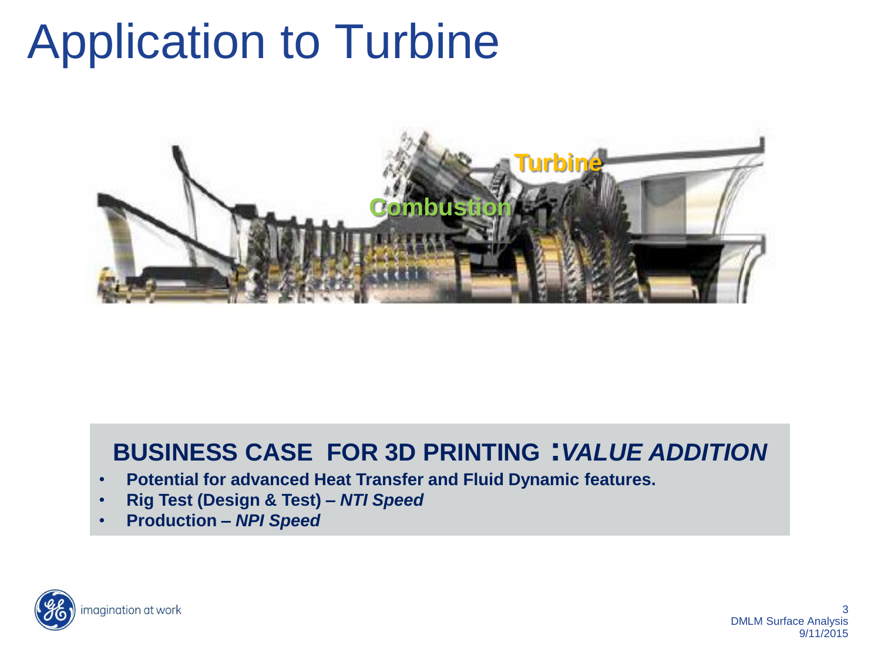# Application to Turbine

Turbine

Combustion

## BUSINESS CASE FOR 3D PRINTING :*VALUE ADDITION*

- **Potential for advanced Heat Transfer and Fluid Dynamic features.**
- **Rig Test (Design & Test) –** ***NTI Speed***
- **Production –** ***NPI Speed***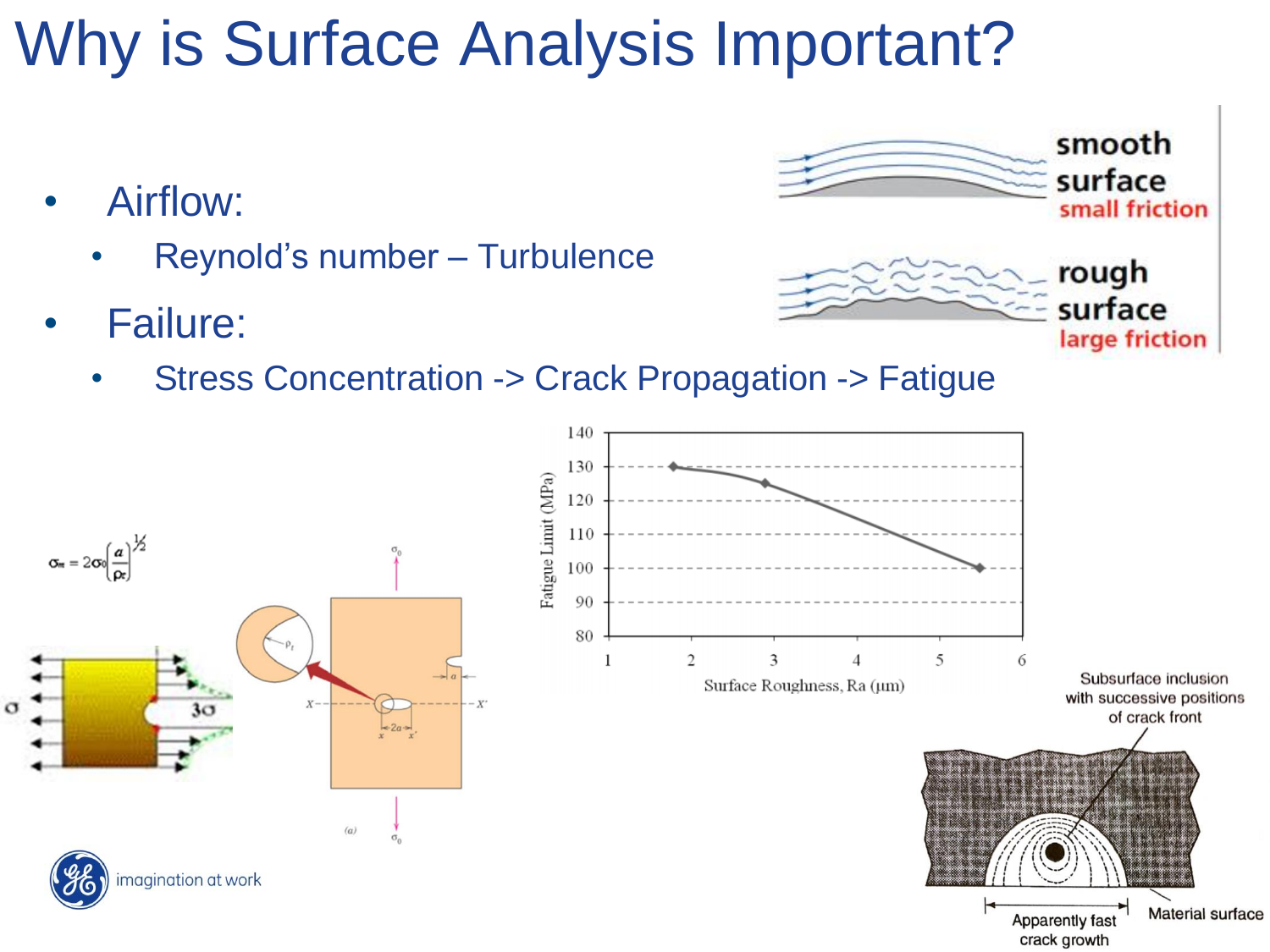# Why is Surface Analysis Important?

- Airflow:
  - Reynold's number – Turbulence
- Failure:
  - Stress Concentration -> Crack Propagation -> Fatigue

smooth surface small friction

rough surface large friction

$$\sigma_m = 2\sigma_0\left(\frac{a}{\rho_t}\right)^{1/2}$$

Fatigue Limit (MPa)

Surface Roughness, Ra (μm)

Subsurface inclusion with successive positions of crack front

Apparently fast crack growth

Material surface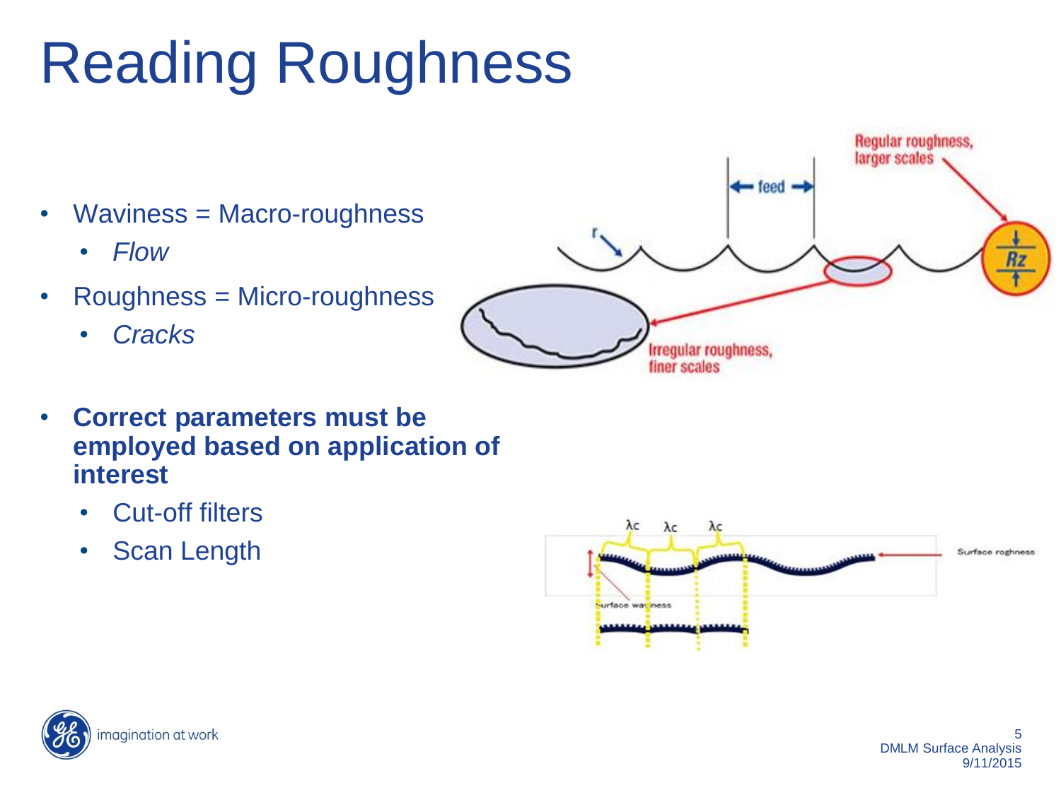# Reading Roughness

- Waviness = Macro-roughness
  - *Flow*
- Roughness = Micro-roughness
  - *Cracks*

- **Correct parameters must be employed based on application of interest**
  - Cut-off filters
  - Scan Length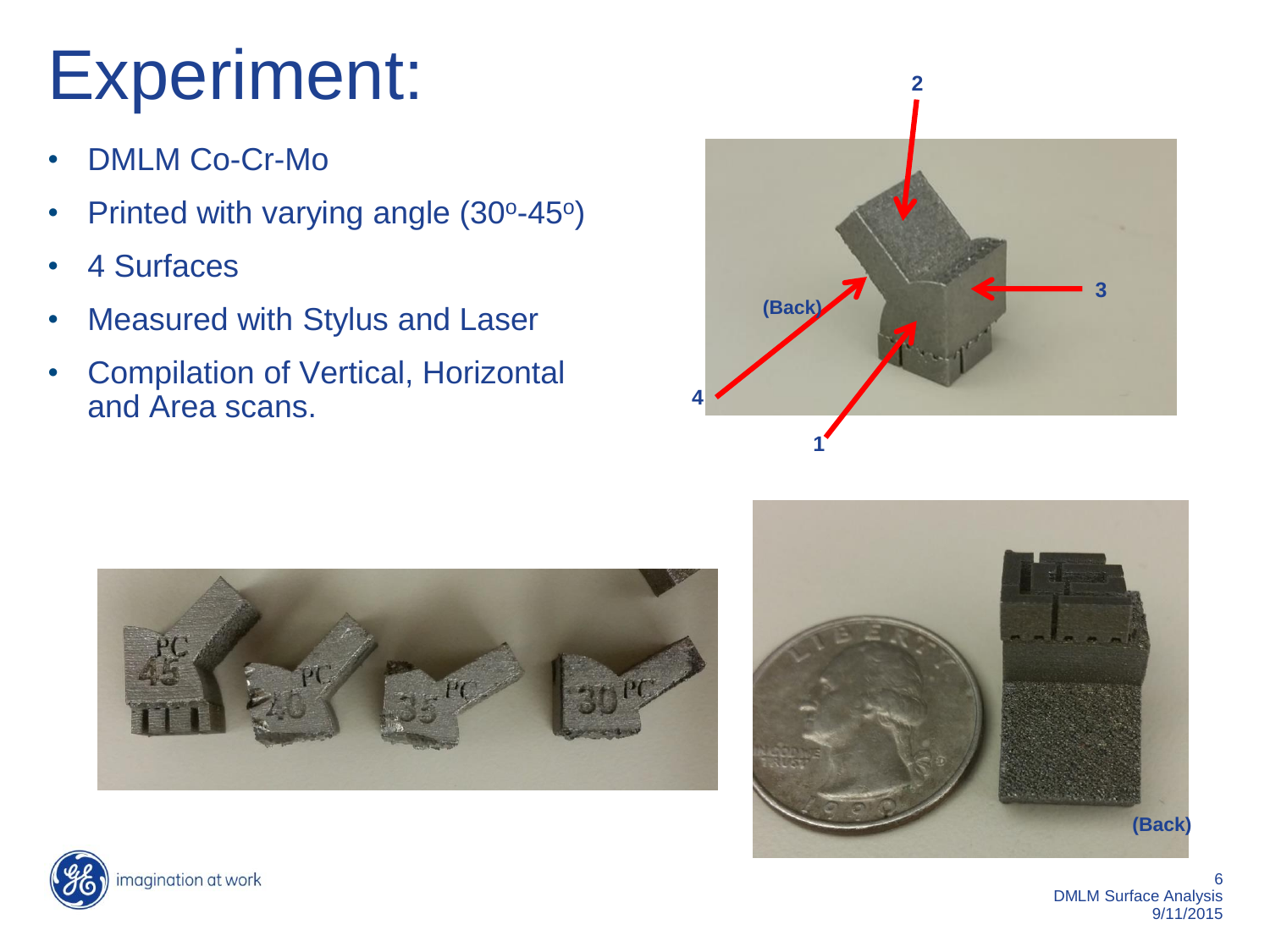# Experiment:

- DMLM Co-Cr-Mo
- Printed with varying angle ($30^o$-$45^o$)
- 4 Surfaces
- Measured with Stylus and Laser
- Compilation of Vertical, Horizontal and Area scans.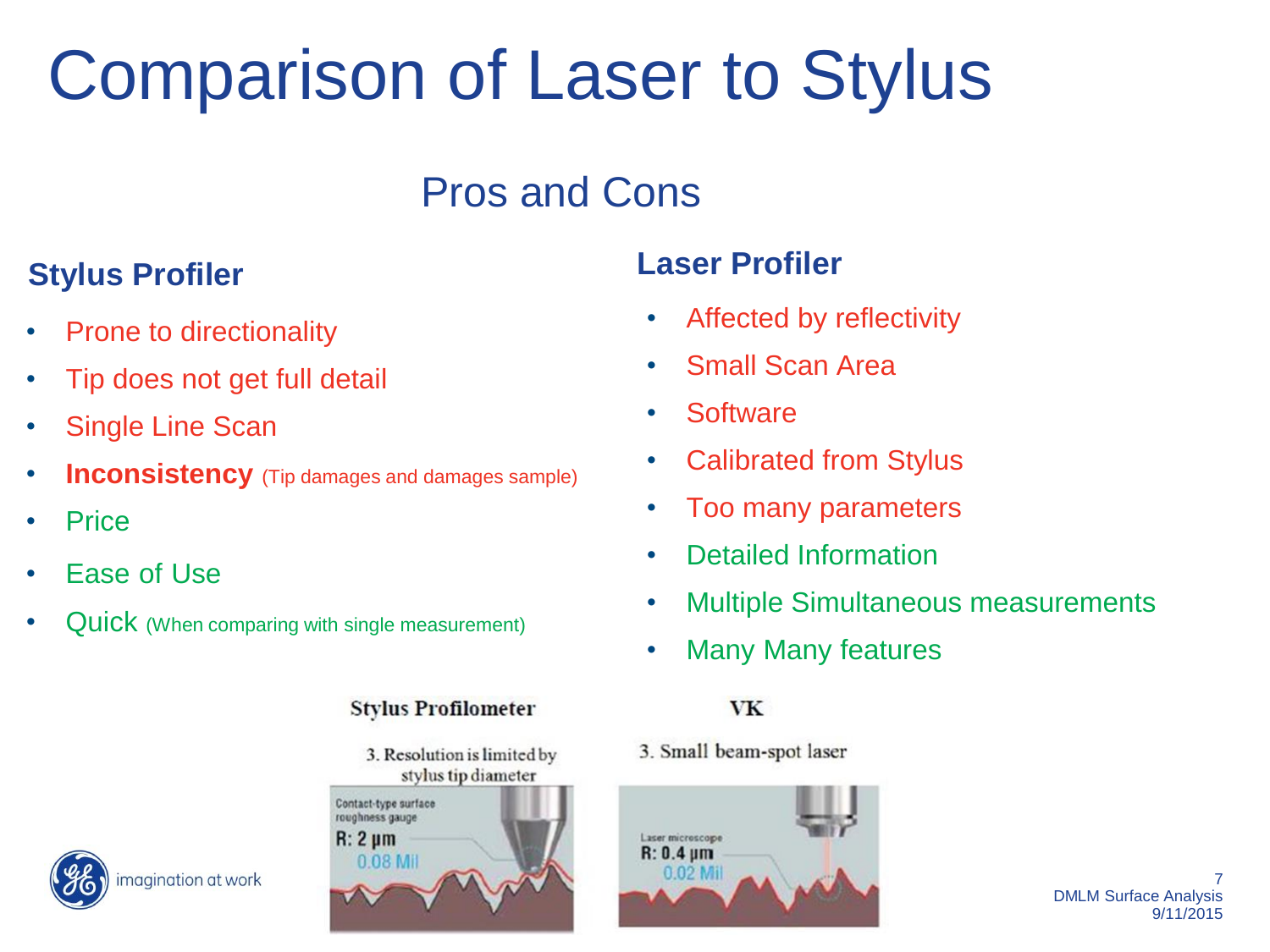# Comparison of Laser to Stylus

## Pros and Cons

### Stylus Profiler

- Prone to directionality
- Tip does not get full detail
- Single Line Scan
- **Inconsistency** (Tip damages and damages sample)
- Price
- Ease of Use
- Quick (When comparing with single measurement)

### Laser Profiler

- Affected by reflectivity
- Small Scan Area
- Software
- Calibrated from Stylus
- Too many parameters
- Detailed Information
- Multiple Simultaneous measurements
- Many Many features

**Stylus Profilometer**

3. Resolution is limited by stylus tip diameter

Contact-type surface roughness gauge
R: 2 µm
0.08 Mil

**VK**

3. Small beam-spot laser

Laser microscope
R: 0.4 µm
0.02 Mil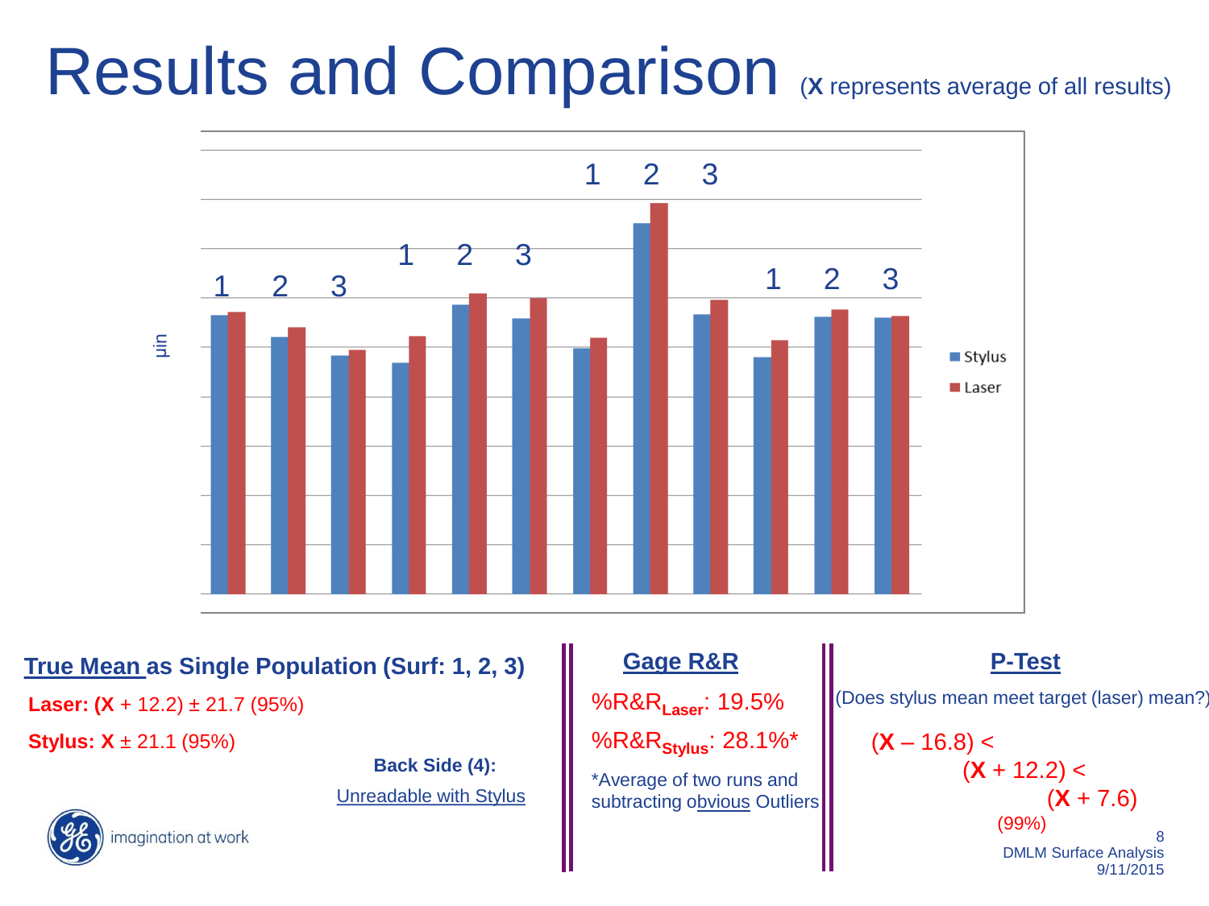# Results and Comparison (**X** represents average of all results)

## True Mean as Single Population (Surf: 1, 2, 3)

**Laser: (X** + 12.2) ± 21.7 (95%)

**Stylus: X** ± 21.1 (95%)

**Back Side (4):**

Unreadable with Stylus

## Gage R&R

$\%R\&R_{Laser}$: 19.5%

$\%R\&R_{Stylus}$: 28.1%*

*Average of two runs and subtracting obvious Outliers

## P-Test

(Does stylus mean meet target (laser) mean?)

(**X** – 16.8) < (**X** + 12.2) < (**X** + 7.6)

(99%)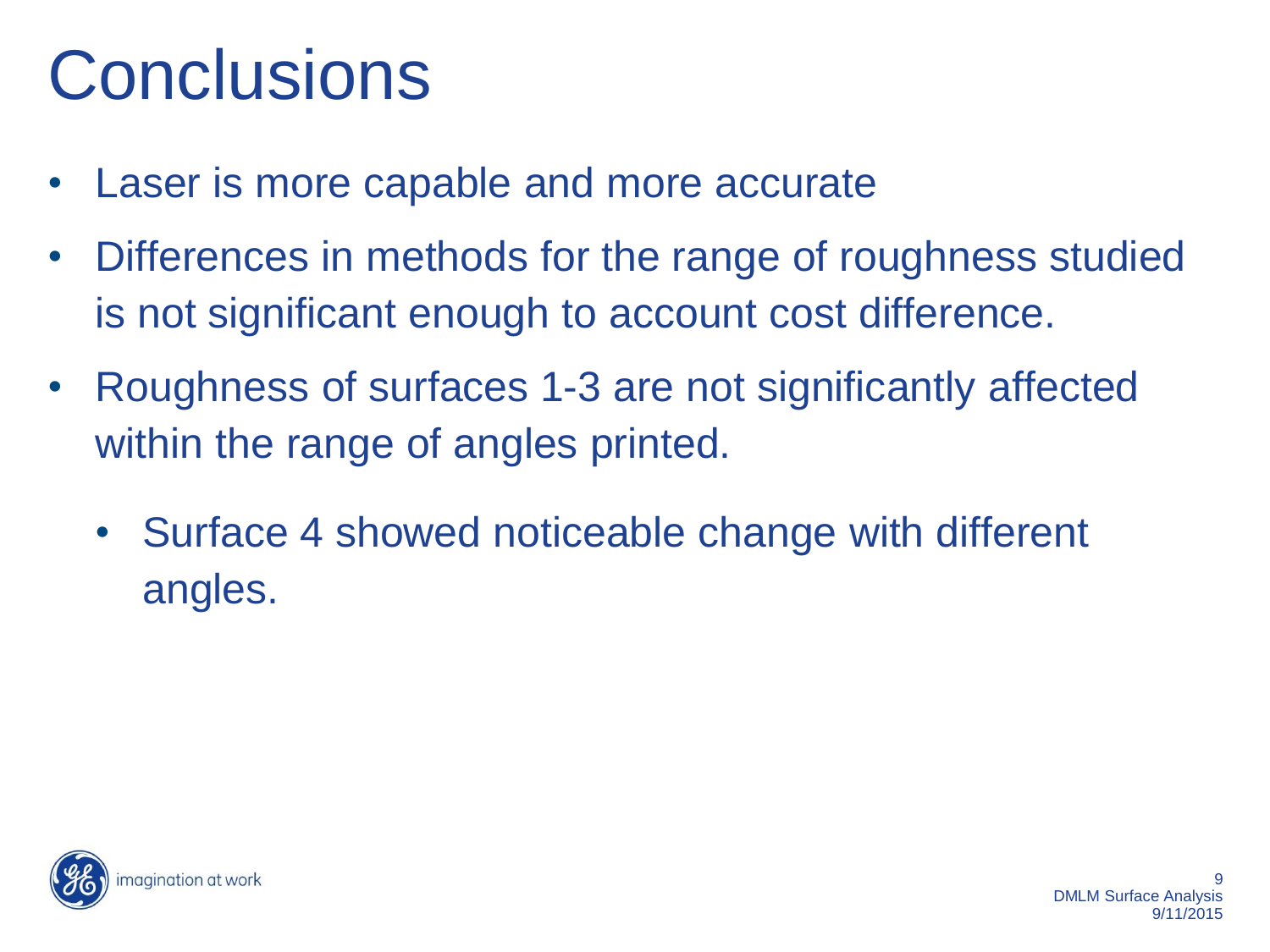# Conclusions

- Laser is more capable and more accurate
- Differences in methods for the range of roughness studied is not significant enough to account cost difference.
- Roughness of surfaces 1-3 are not significantly affected within the range of angles printed.
  - Surface 4 showed noticeable change with different angles.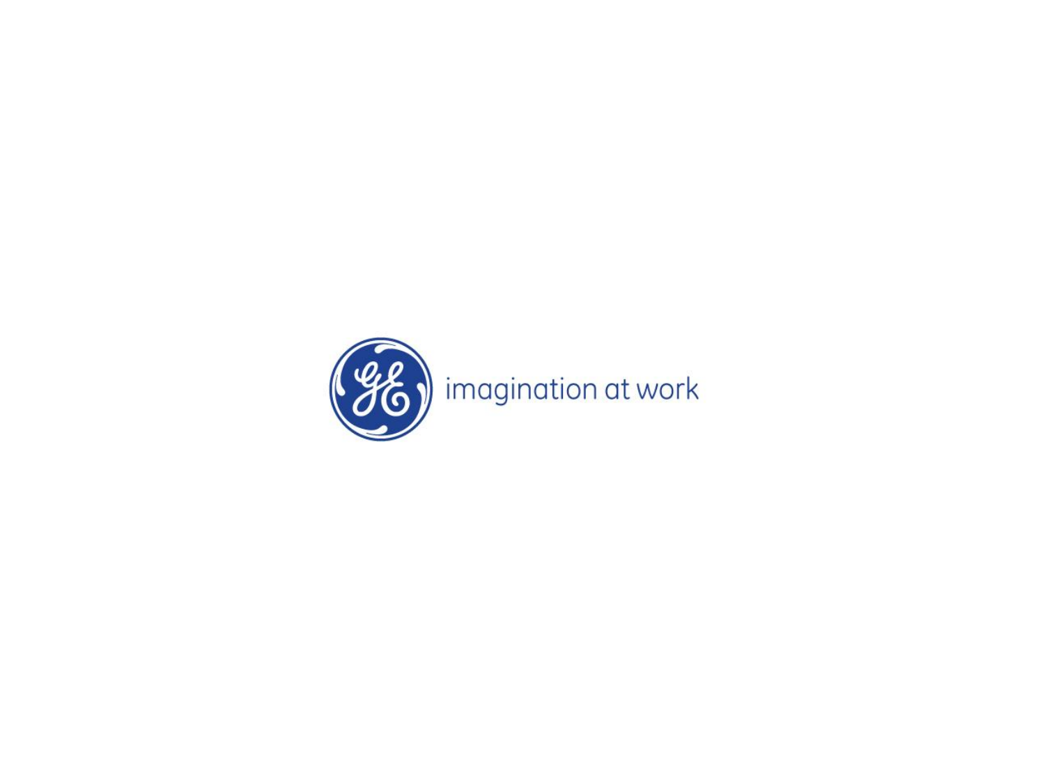imagination at work